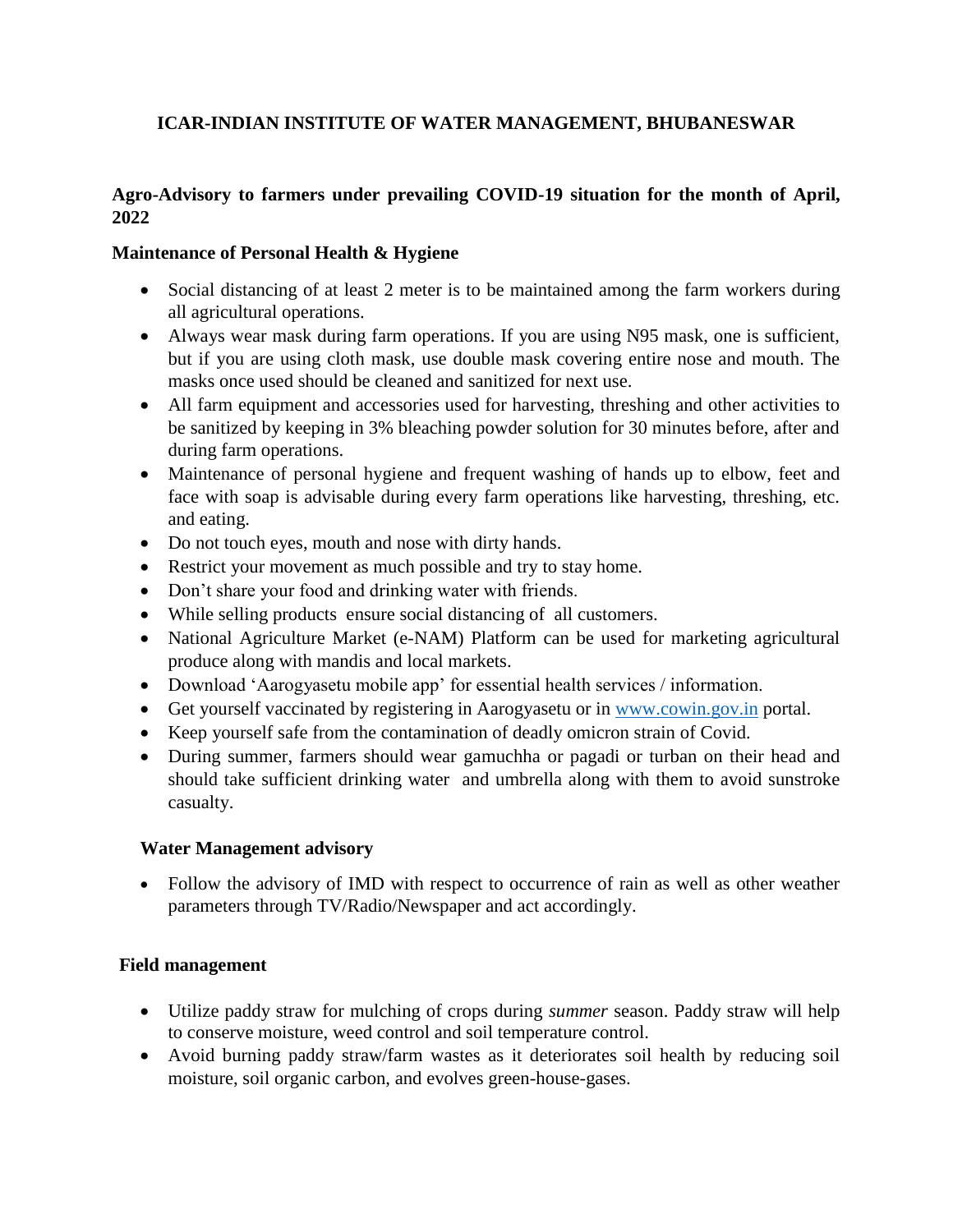# ICAR-INDIAN INSTITUTE OF WATER MANAGEMENT, BHUBANESWAR

## Agro-Advisory to farmers under prevailing COVID-19 situation for the month of April, 2022

### Maintenance of Personal Health & Hygiene

- Social distancing of at least 2 meter is to be maintained among the farm workers during all agricultural operations.
- Always wear mask during farm operations. If you are using N95 mask, one is sufficient, but if you are using cloth mask, use double mask covering entire nose and mouth. The masks once used should be cleaned and sanitized for next use.
- All farm equipment and accessories used for harvesting, threshing and other activities to be sanitized by keeping in 3% bleaching powder solution for 30 minutes before, after and during farm operations.
- Maintenance of personal hygiene and frequent washing of hands up to elbow, feet and face with soap is advisable during every farm operations like harvesting, threshing, etc. and eating.
- Do not touch eyes, mouth and nose with dirty hands.
- Restrict your movement as much possible and try to stay home.
- Don't share your food and drinking water with friends.
- While selling products ensure social distancing of all customers.
- National Agriculture Market (e-NAM) Platform can be used for marketing agricultural produce along with mandis and local markets.
- Download 'Aarogyasetu mobile app' for essential health services / information.
- Get yourself vaccinated by registering in Aarogyasetu or in [www.cowin.gov.in](http://www.cowin.gov.in) portal.
- Keep yourself safe from the contamination of deadly omicron strain of Covid.
- During summer, farmers should wear gamuchha or pagadi or turban on their head and should take sufficient drinking water and umbrella along with them to avoid sunstroke casualty.

### Water Management advisory

- Follow the advisory of IMD with respect to occurrence of rain as well as other weather parameters through TV/Radio/Newspaper and act accordingly.

### Field management

- Utilize paddy straw for mulching of crops during *summer* season. Paddy straw will help to conserve moisture, weed control and soil temperature control.
- Avoid burning paddy straw/farm wastes as it deteriorates soil health by reducing soil moisture, soil organic carbon, and evolves green-house-gases.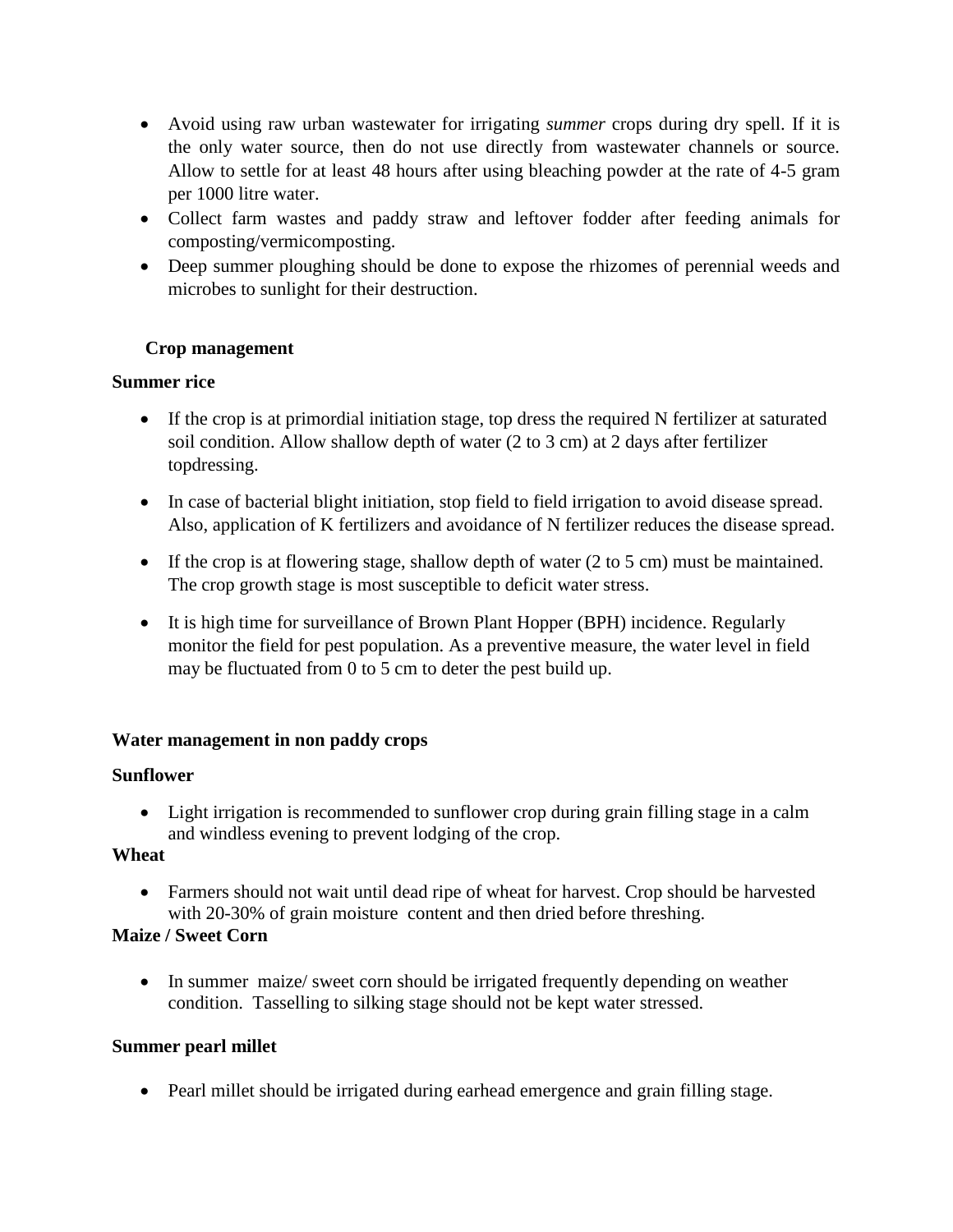- Avoid using raw urban wastewater for irrigating *summer* crops during dry spell. If it is the only water source, then do not use directly from wastewater channels or source. Allow to settle for at least 48 hours after using bleaching powder at the rate of 4-5 gram per 1000 litre water.
- Collect farm wastes and paddy straw and leftover fodder after feeding animals for composting/vermicomposting.
- Deep summer ploughing should be done to expose the rhizomes of perennial weeds and microbes to sunlight for their destruction.

**Crop management**

**Summer rice**

- If the crop is at primordial initiation stage, top dress the required N fertilizer at saturated soil condition. Allow shallow depth of water (2 to 3 cm) at 2 days after fertilizer topdressing.
- In case of bacterial blight initiation, stop field to field irrigation to avoid disease spread. Also, application of K fertilizers and avoidance of N fertilizer reduces the disease spread.
- If the crop is at flowering stage, shallow depth of water (2 to 5 cm) must be maintained. The crop growth stage is most susceptible to deficit water stress.
- It is high time for surveillance of Brown Plant Hopper (BPH) incidence. Regularly monitor the field for pest population. As a preventive measure, the water level in field may be fluctuated from 0 to 5 cm to deter the pest build up.

**Water management in non paddy crops**

**Sunflower**

- Light irrigation is recommended to sunflower crop during grain filling stage in a calm and windless evening to prevent lodging of the crop.

**Wheat**

- Farmers should not wait until dead ripe of wheat for harvest. Crop should be harvested with 20-30% of grain moisture content and then dried before threshing.

**Maize / Sweet Corn**

- In summer maize/ sweet corn should be irrigated frequently depending on weather condition. Tasselling to silking stage should not be kept water stressed.

**Summer pearl millet**

- Pearl millet should be irrigated during earhead emergence and grain filling stage.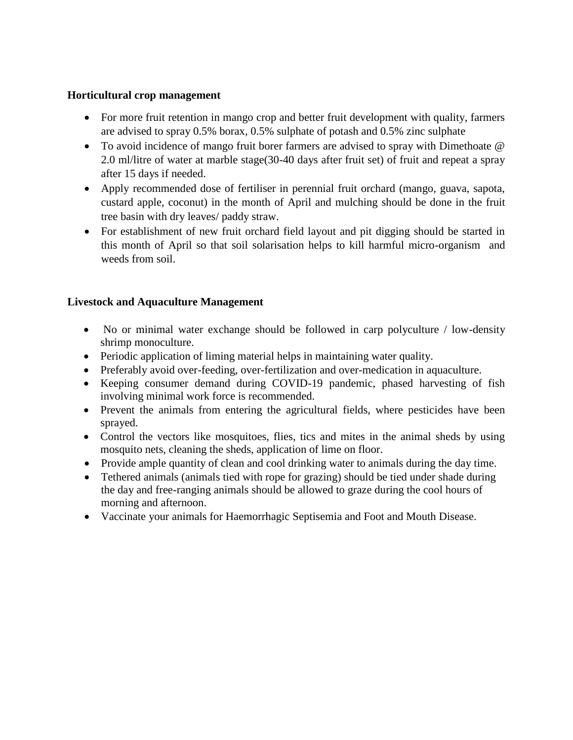**Horticultural crop management**

- For more fruit retention in mango crop and better fruit development with quality, farmers are advised to spray 0.5% borax, 0.5% sulphate of potash and 0.5% zinc sulphate
- To avoid incidence of mango fruit borer farmers are advised to spray with Dimethoate @ 2.0 ml/litre of water at marble stage(30-40 days after fruit set) of fruit and repeat a spray after 15 days if needed.
- Apply recommended dose of fertiliser in perennial fruit orchard (mango, guava, sapota, custard apple, coconut) in the month of April and mulching should be done in the fruit tree basin with dry leaves/ paddy straw.
- For establishment of new fruit orchard field layout and pit digging should be started in this month of April so that soil solarisation helps to kill harmful micro-organism and weeds from soil.

**Livestock and Aquaculture Management**

- No or minimal water exchange should be followed in carp polyculture / low-density shrimp monoculture.
- Periodic application of liming material helps in maintaining water quality.
- Preferably avoid over-feeding, over-fertilization and over-medication in aquaculture.
- Keeping consumer demand during COVID-19 pandemic, phased harvesting of fish involving minimal work force is recommended.
- Prevent the animals from entering the agricultural fields, where pesticides have been sprayed.
- Control the vectors like mosquitoes, flies, tics and mites in the animal sheds by using mosquito nets, cleaning the sheds, application of lime on floor.
- Provide ample quantity of clean and cool drinking water to animals during the day time.
- Tethered animals (animals tied with rope for grazing) should be tied under shade during the day and free-ranging animals should be allowed to graze during the cool hours of morning and afternoon.
- Vaccinate your animals for Haemorrhagic Septisemia and Foot and Mouth Disease.